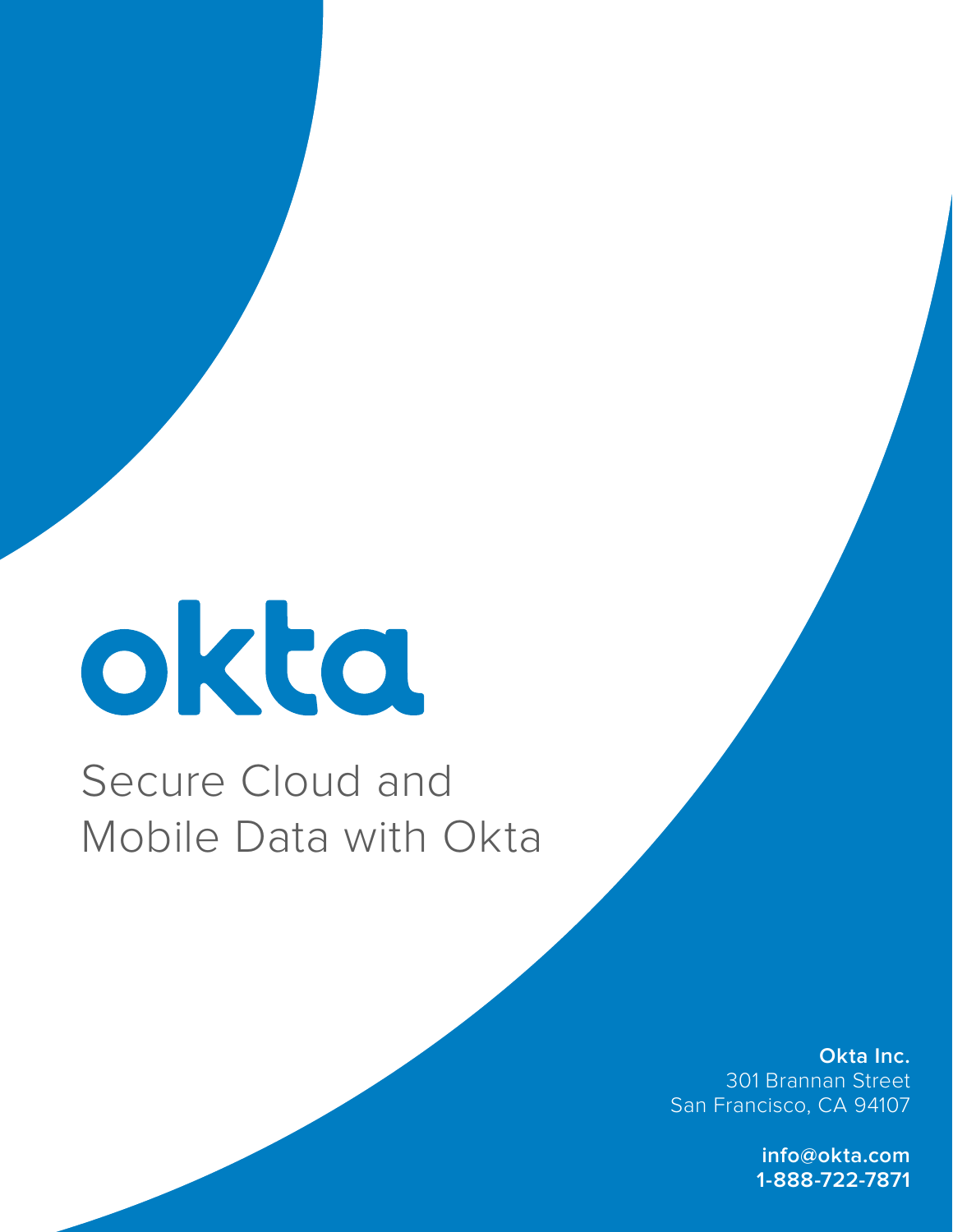okta

# Secure Cloud and Mobile Data with Okta

**Okta Inc.**
301 Brannan Street
San Francisco, CA 94107

**info@okta.com**
**1-888-722-7871**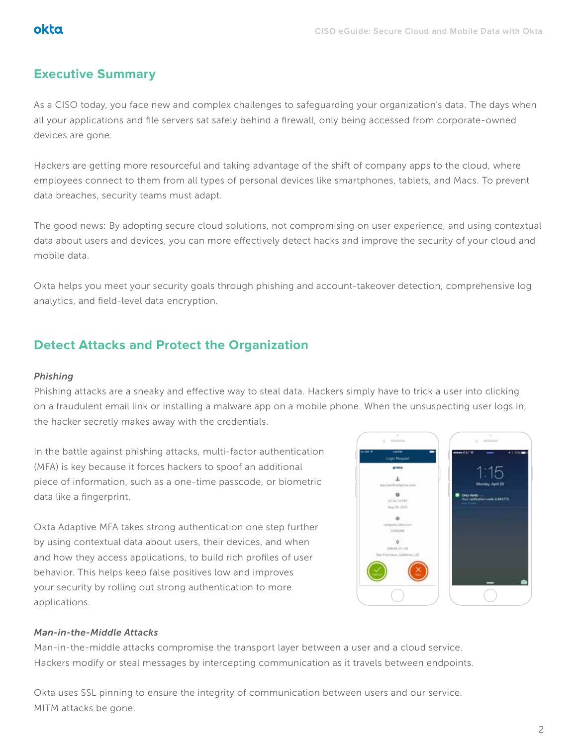## Executive Summary

As a CISO today, you face new and complex challenges to safeguarding your organization's data. The days when all your applications and file servers sat safely behind a firewall, only being accessed from corporate-owned devices are gone.

Hackers are getting more resourceful and taking advantage of the shift of company apps to the cloud, where employees connect to them from all types of personal devices like smartphones, tablets, and Macs. To prevent data breaches, security teams must adapt.

The good news: By adopting secure cloud solutions, not compromising on user experience, and using contextual data about users and devices, you can more effectively detect hacks and improve the security of your cloud and mobile data.

Okta helps you meet your security goals through phishing and account-takeover detection, comprehensive log analytics, and field-level data encryption.

## Detect Attacks and Protect the Organization

***Phishing***

Phishing attacks are a sneaky and effective way to steal data. Hackers simply have to trick a user into clicking on a fraudulent email link or installing a malware app on a mobile phone. When the unsuspecting user logs in, the hacker secretly makes away with the credentials.

In the battle against phishing attacks, multi-factor authentication (MFA) is key because it forces hackers to spoof an additional piece of information, such as a one-time passcode, or biometric data like a fingerprint.

Okta Adaptive MFA takes strong authentication one step further by using contextual data about users, their devices, and when and how they access applications, to build rich profiles of user behavior. This helps keep false positives low and improves your security by rolling out strong authentication to more applications.

***Man-in-the-Middle Attacks***

Man-in-the-middle attacks compromise the transport layer between a user and a cloud service. Hackers modify or steal messages by intercepting communication as it travels between endpoints.

Okta uses SSL pinning to ensure the integrity of communication between users and our service. MITM attacks be gone.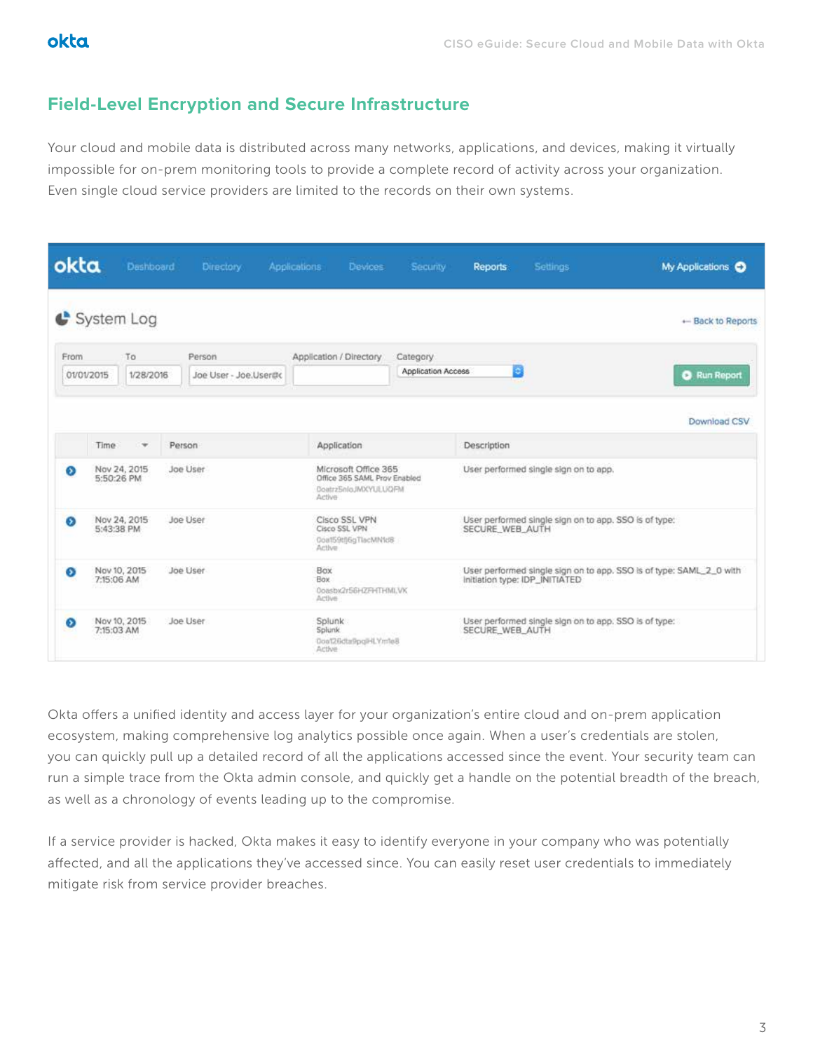## Field-Level Encryption and Secure Infrastructure

Your cloud and mobile data is distributed across many networks, applications, and devices, making it virtually impossible for on-prem monitoring tools to provide a complete record of activity across your organization. Even single cloud service providers are limited to the records on their own systems.

Okta offers a unified identity and access layer for your organization's entire cloud and on-prem application ecosystem, making comprehensive log analytics possible once again. When a user's credentials are stolen, you can quickly pull up a detailed record of all the applications accessed since the event. Your security team can run a simple trace from the Okta admin console, and quickly get a handle on the potential breadth of the breach, as well as a chronology of events leading up to the compromise.

If a service provider is hacked, Okta makes it easy to identify everyone in your company who was potentially affected, and all the applications they've accessed since. You can easily reset user credentials to immediately mitigate risk from service provider breaches.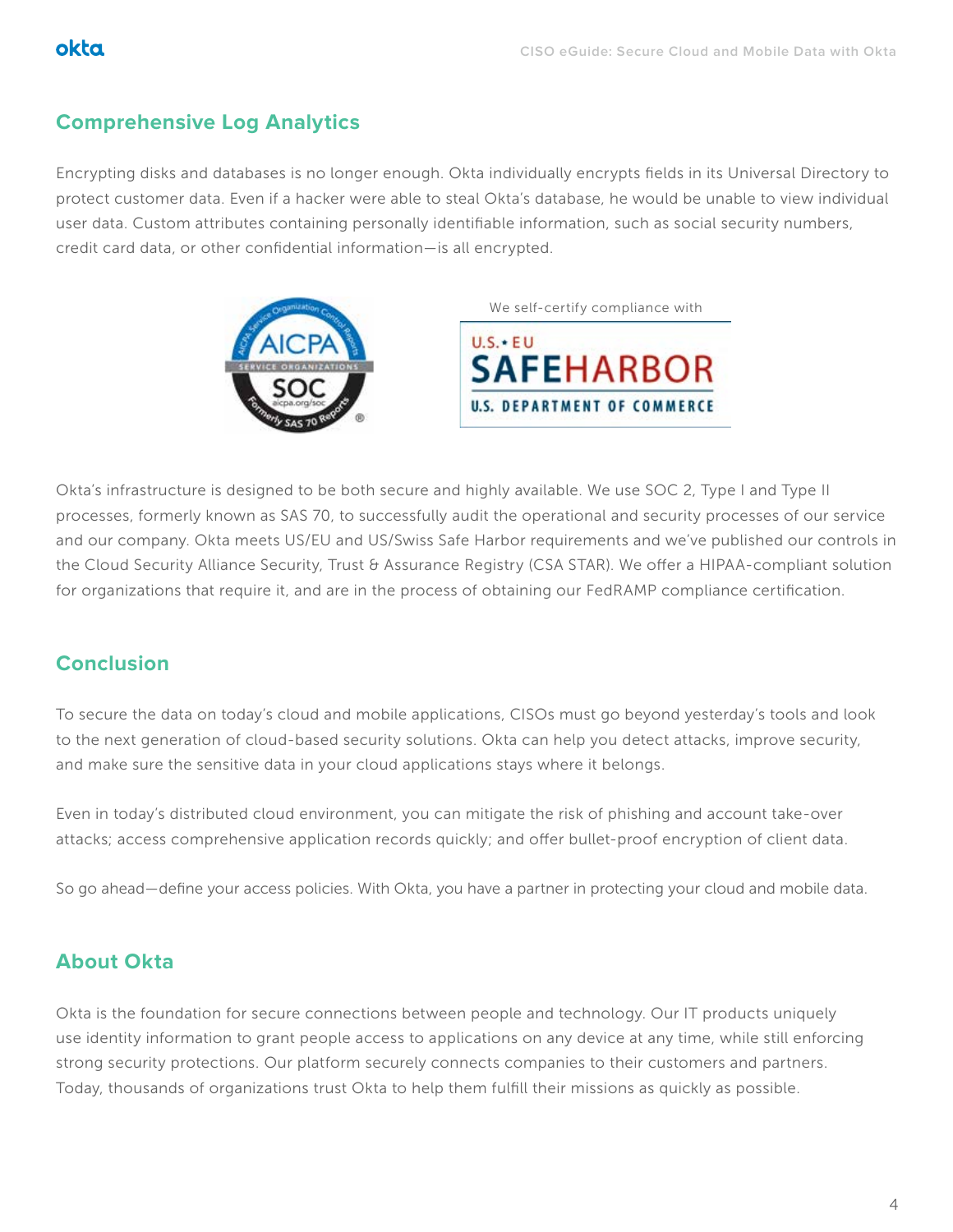## Comprehensive Log Analytics

Encrypting disks and databases is no longer enough. Okta individually encrypts fields in its Universal Directory to protect customer data. Even if a hacker were able to steal Okta's database, he would be unable to view individual user data. Custom attributes containing personally identifiable information, such as social security numbers, credit card data, or other confidential information—is all encrypted.

We self-certify compliance with

Okta's infrastructure is designed to be both secure and highly available. We use SOC 2, Type I and Type II processes, formerly known as SAS 70, to successfully audit the operational and security processes of our service and our company. Okta meets US/EU and US/Swiss Safe Harbor requirements and we've published our controls in the Cloud Security Alliance Security, Trust & Assurance Registry (CSA STAR). We offer a HIPAA-compliant solution for organizations that require it, and are in the process of obtaining our FedRAMP compliance certification.

## Conclusion

To secure the data on today's cloud and mobile applications, CISOs must go beyond yesterday's tools and look to the next generation of cloud-based security solutions. Okta can help you detect attacks, improve security, and make sure the sensitive data in your cloud applications stays where it belongs.

Even in today's distributed cloud environment, you can mitigate the risk of phishing and account take-over attacks; access comprehensive application records quickly; and offer bullet-proof encryption of client data.

So go ahead—define your access policies. With Okta, you have a partner in protecting your cloud and mobile data.

## About Okta

Okta is the foundation for secure connections between people and technology. Our IT products uniquely use identity information to grant people access to applications on any device at any time, while still enforcing strong security protections. Our platform securely connects companies to their customers and partners. Today, thousands of organizations trust Okta to help them fulfill their missions as quickly as possible.